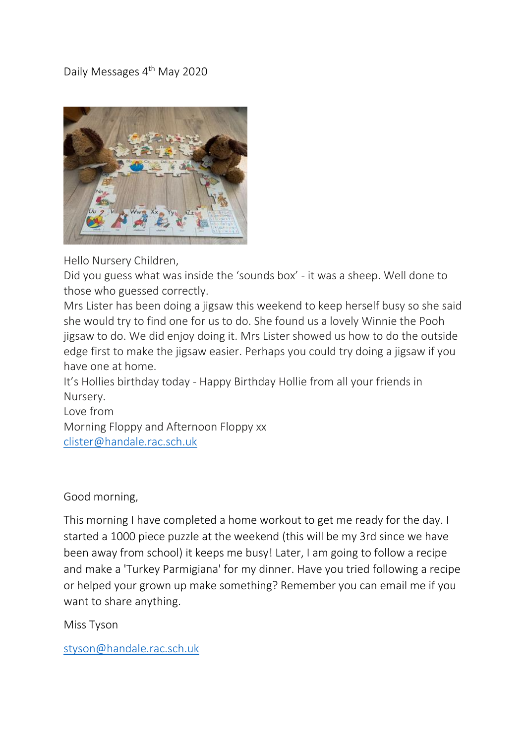Daily Messages 4th May 2020

Hello Nursery Children,
Did you guess what was inside the 'sounds box' - it was a sheep. Well done to those who guessed correctly.
Mrs Lister has been doing a jigsaw this weekend to keep herself busy so she said she would try to find one for us to do. She found us a lovely Winnie the Pooh jigsaw to do. We did enjoy doing it. Mrs Lister showed us how to do the outside edge first to make the jigsaw easier. Perhaps you could try doing a jigsaw if you have one at home.
It's Hollies birthday today - Happy Birthday Hollie from all your friends in Nursery.
Love from
Morning Floppy and Afternoon Floppy xx
clister@handale.rac.sch.uk

Good morning,

This morning I have completed a home workout to get me ready for the day. I started a 1000 piece puzzle at the weekend (this will be my 3rd since we have been away from school) it keeps me busy! Later, I am going to follow a recipe and make a 'Turkey Parmigiana' for my dinner. Have you tried following a recipe or helped your grown up make something? Remember you can email me if you want to share anything.

Miss Tyson

styson@handale.rac.sch.uk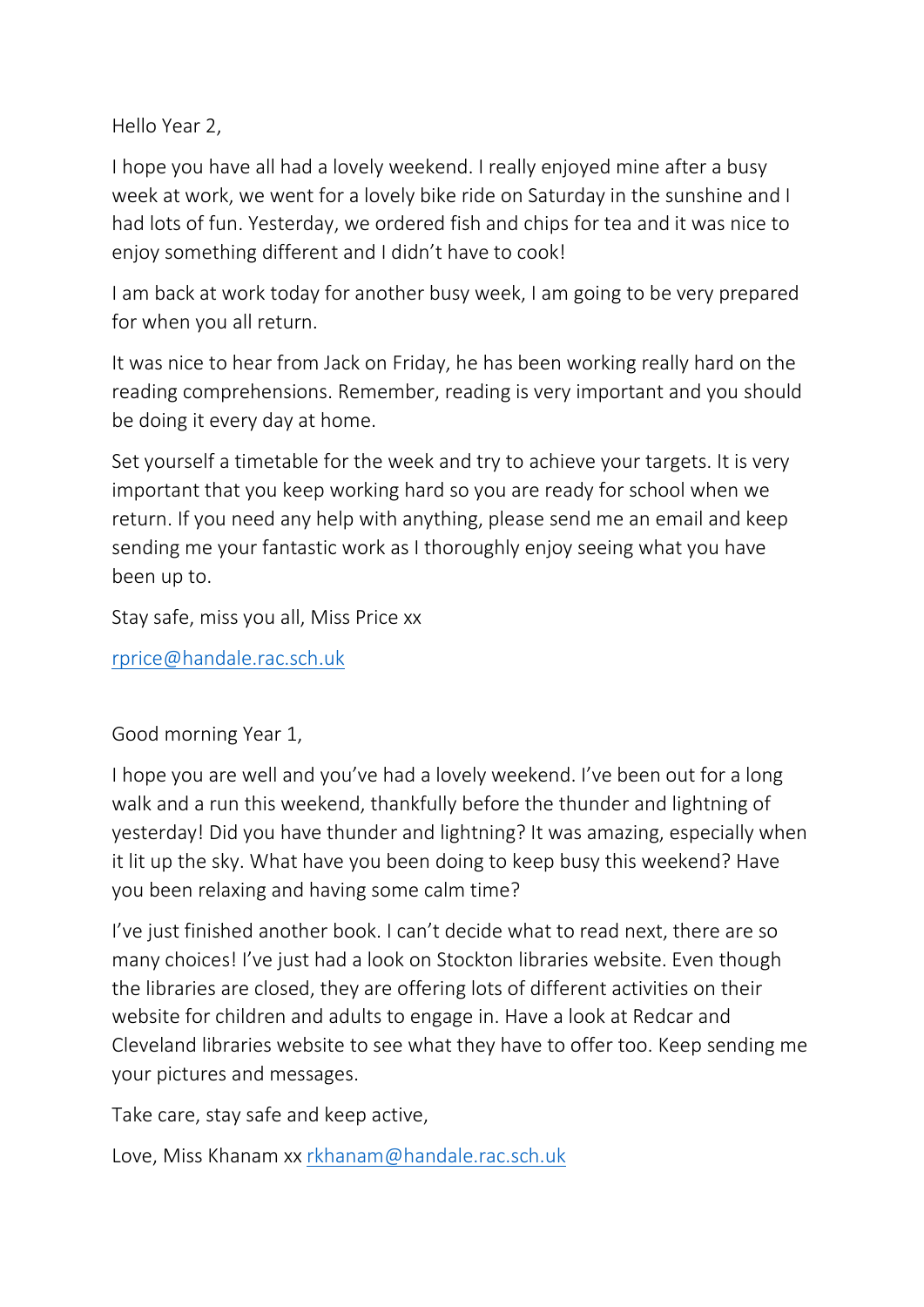Hello Year 2,

I hope you have all had a lovely weekend. I really enjoyed mine after a busy week at work, we went for a lovely bike ride on Saturday in the sunshine and I had lots of fun. Yesterday, we ordered fish and chips for tea and it was nice to enjoy something different and I didn't have to cook!

I am back at work today for another busy week, I am going to be very prepared for when you all return.

It was nice to hear from Jack on Friday, he has been working really hard on the reading comprehensions. Remember, reading is very important and you should be doing it every day at home.

Set yourself a timetable for the week and try to achieve your targets. It is very important that you keep working hard so you are ready for school when we return. If you need any help with anything, please send me an email and keep sending me your fantastic work as I thoroughly enjoy seeing what you have been up to.

Stay safe, miss you all, Miss Price xx

rprice@handale.rac.sch.uk

Good morning Year 1,

I hope you are well and you've had a lovely weekend. I've been out for a long walk and a run this weekend, thankfully before the thunder and lightning of yesterday! Did you have thunder and lightning? It was amazing, especially when it lit up the sky. What have you been doing to keep busy this weekend? Have you been relaxing and having some calm time?

I've just finished another book. I can't decide what to read next, there are so many choices! I've just had a look on Stockton libraries website. Even though the libraries are closed, they are offering lots of different activities on their website for children and adults to engage in. Have a look at Redcar and Cleveland libraries website to see what they have to offer too. Keep sending me your pictures and messages.

Take care, stay safe and keep active,

Love, Miss Khanam xx rkhanam@handale.rac.sch.uk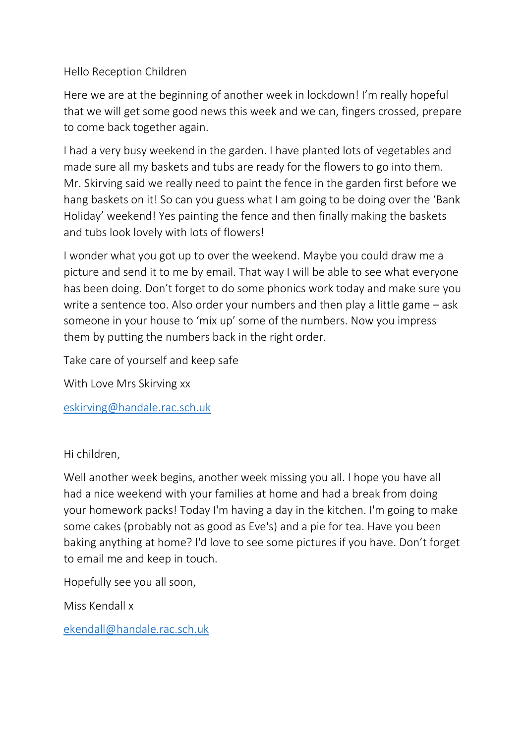Hello Reception Children

Here we are at the beginning of another week in lockdown! I'm really hopeful that we will get some good news this week and we can, fingers crossed, prepare to come back together again.

I had a very busy weekend in the garden. I have planted lots of vegetables and made sure all my baskets and tubs are ready for the flowers to go into them. Mr. Skirving said we really need to paint the fence in the garden first before we hang baskets on it! So can you guess what I am going to be doing over the 'Bank Holiday' weekend! Yes painting the fence and then finally making the baskets and tubs look lovely with lots of flowers!

I wonder what you got up to over the weekend. Maybe you could draw me a picture and send it to me by email. That way I will be able to see what everyone has been doing. Don't forget to do some phonics work today and make sure you write a sentence too. Also order your numbers and then play a little game – ask someone in your house to 'mix up' some of the numbers. Now you impress them by putting the numbers back in the right order.

Take care of yourself and keep safe

With Love Mrs Skirving xx

[eskirving@handale.rac.sch.uk](mailto:eskirving@handale.rac.sch.uk)

Hi children,

Well another week begins, another week missing you all. I hope you have all had a nice weekend with your families at home and had a break from doing your homework packs! Today I'm having a day in the kitchen. I'm going to make some cakes (probably not as good as Eve's) and a pie for tea. Have you been baking anything at home? I'd love to see some pictures if you have. Don't forget to email me and keep in touch.

Hopefully see you all soon,

Miss Kendall x

[ekendall@handale.rac.sch.uk](mailto:ekendall@handale.rac.sch.uk)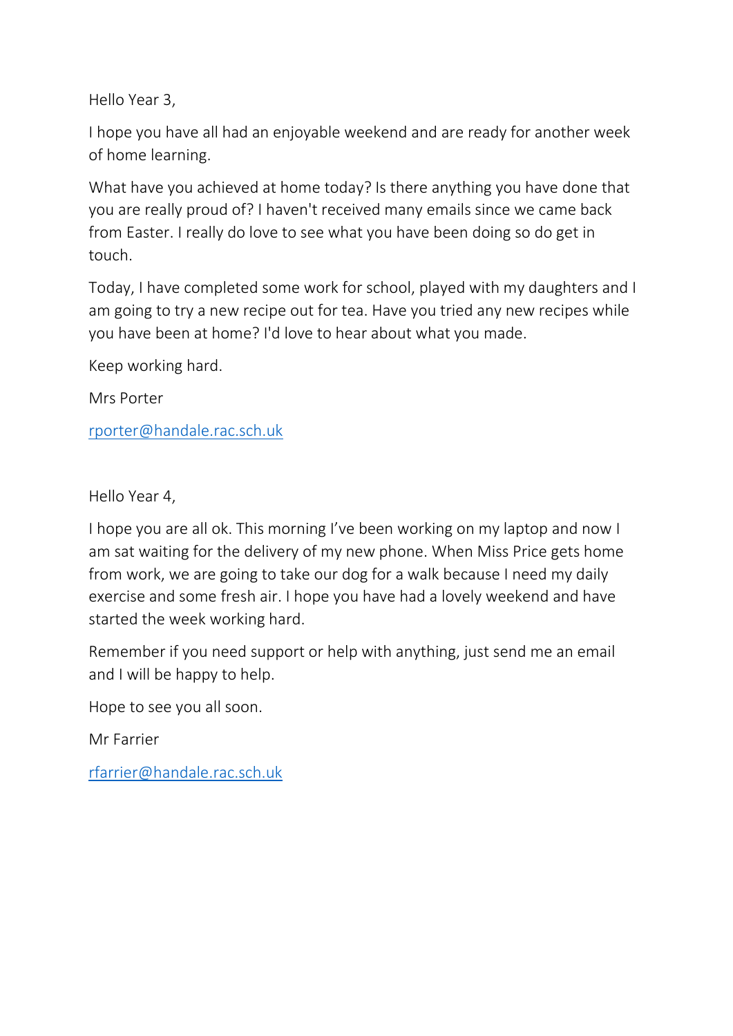Hello Year 3,

I hope you have all had an enjoyable weekend and are ready for another week of home learning.

What have you achieved at home today? Is there anything you have done that you are really proud of? I haven't received many emails since we came back from Easter. I really do love to see what you have been doing so do get in touch.

Today, I have completed some work for school, played with my daughters and I am going to try a new recipe out for tea. Have you tried any new recipes while you have been at home? I'd love to hear about what you made.

Keep working hard.

Mrs Porter

rporter@handale.rac.sch.uk

Hello Year 4,

I hope you are all ok. This morning I've been working on my laptop and now I am sat waiting for the delivery of my new phone. When Miss Price gets home from work, we are going to take our dog for a walk because I need my daily exercise and some fresh air. I hope you have had a lovely weekend and have started the week working hard.

Remember if you need support or help with anything, just send me an email and I will be happy to help.

Hope to see you all soon.

Mr Farrier

rfarrier@handale.rac.sch.uk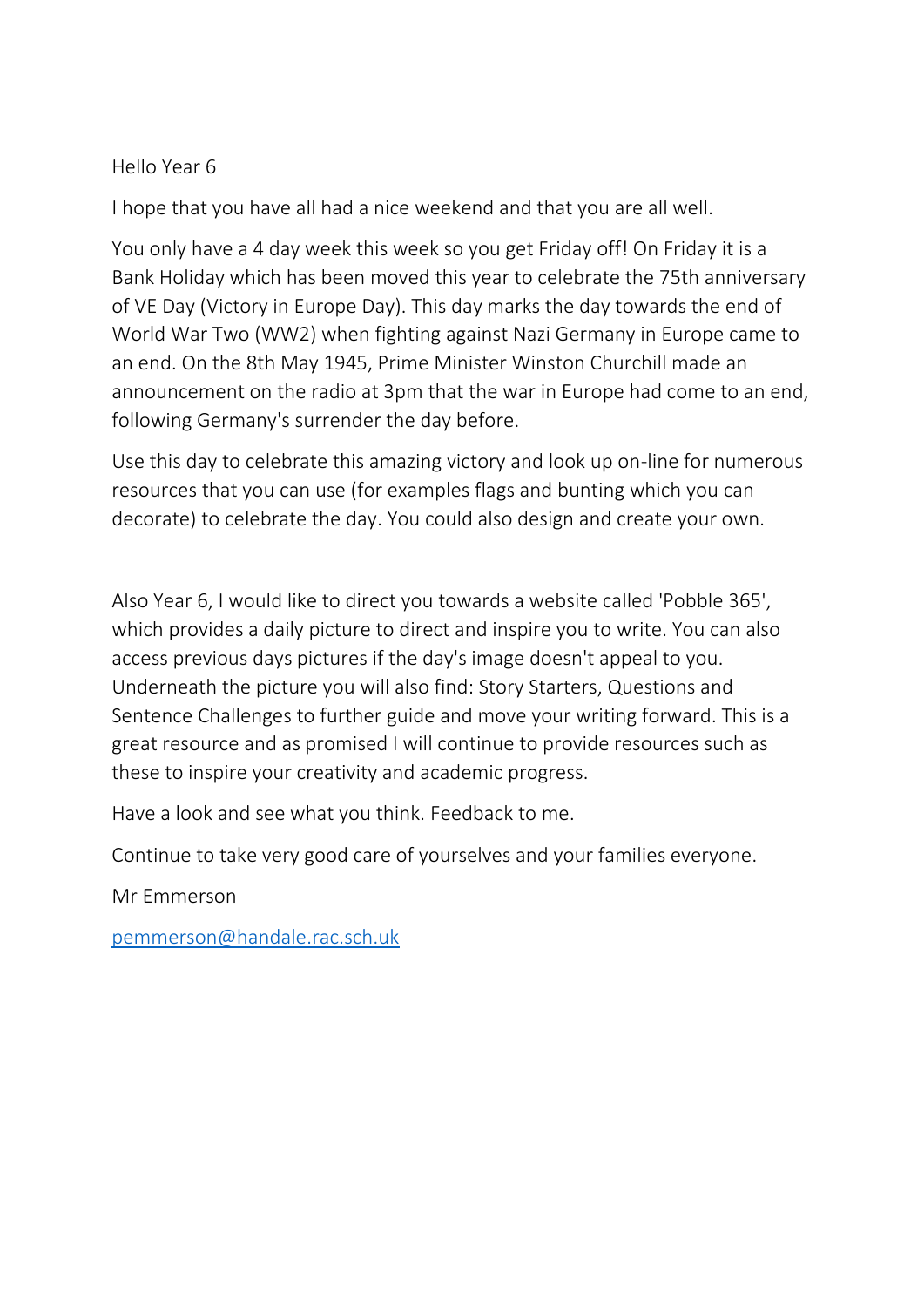Hello Year 6

I hope that you have all had a nice weekend and that you are all well.

You only have a 4 day week this week so you get Friday off! On Friday it is a Bank Holiday which has been moved this year to celebrate the 75th anniversary of VE Day (Victory in Europe Day). This day marks the day towards the end of World War Two (WW2) when fighting against Nazi Germany in Europe came to an end. On the 8th May 1945, Prime Minister Winston Churchill made an announcement on the radio at 3pm that the war in Europe had come to an end, following Germany's surrender the day before.

Use this day to celebrate this amazing victory and look up on-line for numerous resources that you can use (for examples flags and bunting which you can decorate) to celebrate the day. You could also design and create your own.

Also Year 6, I would like to direct you towards a website called 'Pobble 365', which provides a daily picture to direct and inspire you to write. You can also access previous days pictures if the day's image doesn't appeal to you. Underneath the picture you will also find: Story Starters, Questions and Sentence Challenges to further guide and move your writing forward. This is a great resource and as promised I will continue to provide resources such as these to inspire your creativity and academic progress.

Have a look and see what you think. Feedback to me.

Continue to take very good care of yourselves and your families everyone.

Mr Emmerson

[pemmerson@handale.rac.sch.uk](mailto:pemmerson@handale.rac.sch.uk)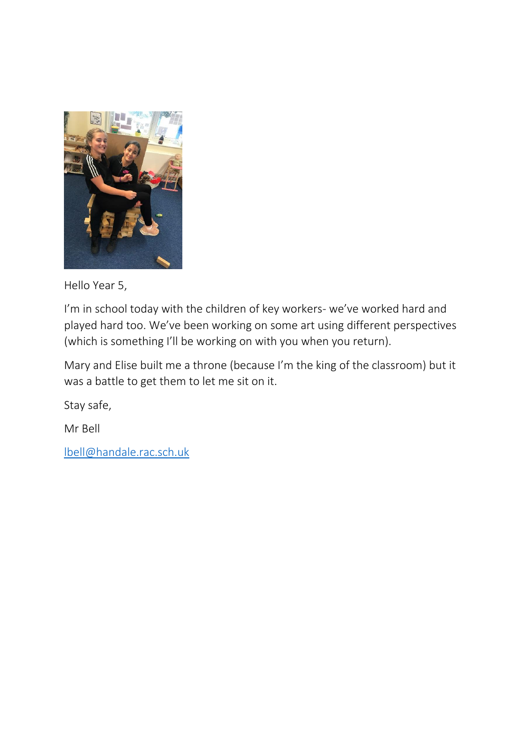Hello Year 5,

I'm in school today with the children of key workers- we've worked hard and played hard too. We've been working on some art using different perspectives (which is something I'll be working on with you when you return).

Mary and Elise built me a throne (because I'm the king of the classroom) but it was a battle to get them to let me sit on it.

Stay safe,

Mr Bell

lbell@handale.rac.sch.uk